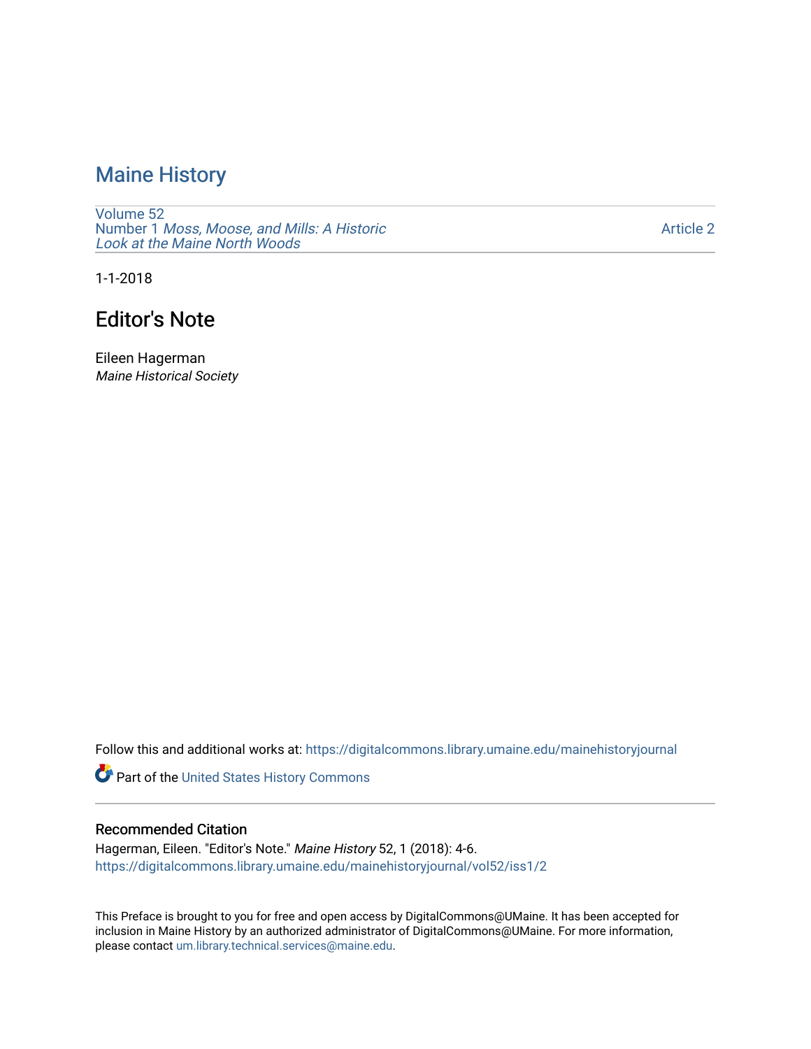# Maine History

Volume 52
Number 1 *Moss, Moose, and Mills: A Historic Look at the Maine North Woods*

Article 2

1-1-2018

## Editor's Note

Eileen Hagerman
*Maine Historical Society*

Follow this and additional works at: https://digitalcommons.library.umaine.edu/mainehistoryjournal

Part of the United States History Commons

### Recommended Citation

Hagerman, Eileen. "Editor's Note." *Maine History* 52, 1 (2018): 4-6.
https://digitalcommons.library.umaine.edu/mainehistoryjournal/vol52/iss1/2

This Preface is brought to you for free and open access by DigitalCommons@UMaine. It has been accepted for inclusion in Maine History by an authorized administrator of DigitalCommons@UMaine. For more information, please contact um.library.technical.services@maine.edu.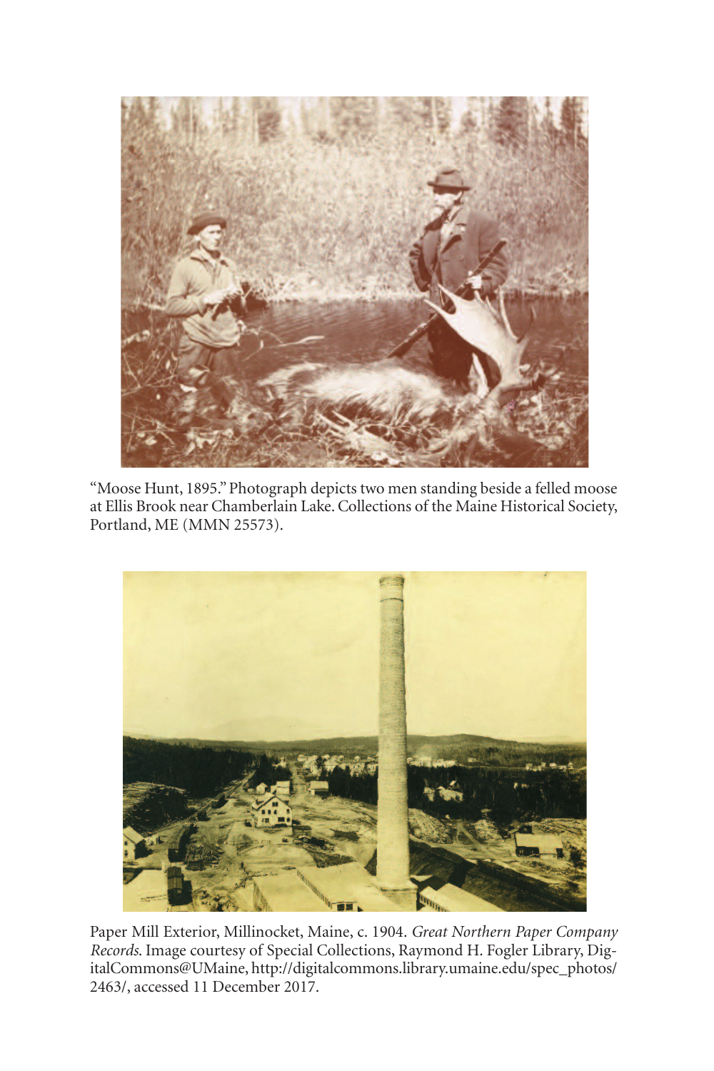"Moose Hunt, 1895." Photograph depicts two men standing beside a felled moose at Ellis Brook near Chamberlain Lake. Collections of the Maine Historical Society, Portland, ME (MMN 25573).

Paper Mill Exterior, Millinocket, Maine, c. 1904. *Great Northern Paper Company Records.* Image courtesy of Special Collections, Raymond H. Fogler Library, DigitalCommons@UMaine, http://digitalcommons.library.umaine.edu/spec_photos/2463/, accessed 11 December 2017.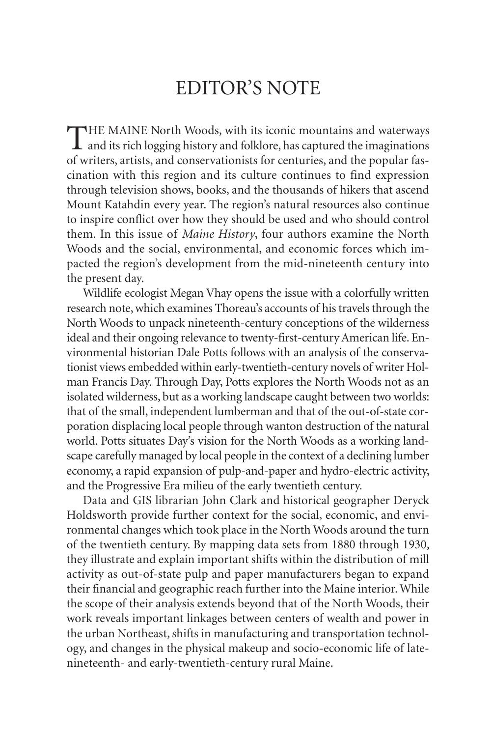# EDITOR'S NOTE

THE MAINE North Woods, with its iconic mountains and waterways and its rich logging history and folklore, has captured the imaginations of writers, artists, and conservationists for centuries, and the popular fascination with this region and its culture continues to find expression through television shows, books, and the thousands of hikers that ascend Mount Katahdin every year. The region's natural resources also continue to inspire conflict over how they should be used and who should control them. In this issue of *Maine History*, four authors examine the North Woods and the social, environmental, and economic forces which impacted the region's development from the mid-nineteenth century into the present day.

Wildlife ecologist Megan Vhay opens the issue with a colorfully written research note, which examines Thoreau's accounts of his travels through the North Woods to unpack nineteenth-century conceptions of the wilderness ideal and their ongoing relevance to twenty-first-century American life. Environmental historian Dale Potts follows with an analysis of the conservationist views embedded within early-twentieth-century novels of writer Holman Francis Day. Through Day, Potts explores the North Woods not as an isolated wilderness, but as a working landscape caught between two worlds: that of the small, independent lumberman and that of the out-of-state corporation displacing local people through wanton destruction of the natural world. Potts situates Day's vision for the North Woods as a working landscape carefully managed by local people in the context of a declining lumber economy, a rapid expansion of pulp-and-paper and hydro-electric activity, and the Progressive Era milieu of the early twentieth century.

Data and GIS librarian John Clark and historical geographer Deryck Holdsworth provide further context for the social, economic, and environmental changes which took place in the North Woods around the turn of the twentieth century. By mapping data sets from 1880 through 1930, they illustrate and explain important shifts within the distribution of mill activity as out-of-state pulp and paper manufacturers began to expand their financial and geographic reach further into the Maine interior. While the scope of their analysis extends beyond that of the North Woods, their work reveals important linkages between centers of wealth and power in the urban Northeast, shifts in manufacturing and transportation technology, and changes in the physical makeup and socio-economic life of late-nineteenth- and early-twentieth-century rural Maine.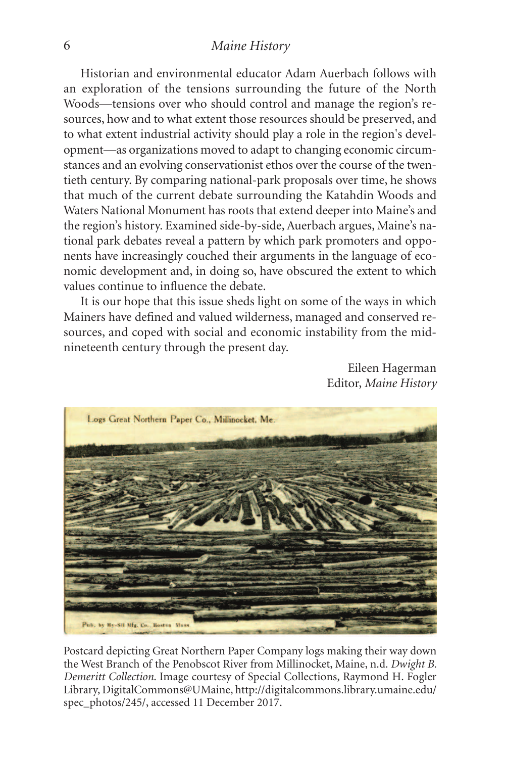Historian and environmental educator Adam Auerbach follows with an exploration of the tensions surrounding the future of the North Woods—tensions over who should control and manage the region's resources, how and to what extent those resources should be preserved, and to what extent industrial activity should play a role in the region's development—as organizations moved to adapt to changing economic circumstances and an evolving conservationist ethos over the course of the twentieth century. By comparing national-park proposals over time, he shows that much of the current debate surrounding the Katahdin Woods and Waters National Monument has roots that extend deeper into Maine's and the region's history. Examined side-by-side, Auerbach argues, Maine's national park debates reveal a pattern by which park promoters and opponents have increasingly couched their arguments in the language of economic development and, in doing so, have obscured the extent to which values continue to influence the debate.

It is our hope that this issue sheds light on some of the ways in which Mainers have defined and valued wilderness, managed and conserved resources, and coped with social and economic instability from the mid-nineteenth century through the present day.

Eileen Hagerman
Editor, *Maine History*

Postcard depicting Great Northern Paper Company logs making their way down the West Branch of the Penobscot River from Millinocket, Maine, n.d. *Dwight B. Demeritt Collection.* Image courtesy of Special Collections, Raymond H. Fogler Library, DigitalCommons@UMaine, http://digitalcommons.library.umaine.edu/spec_photos/245/, accessed 11 December 2017.